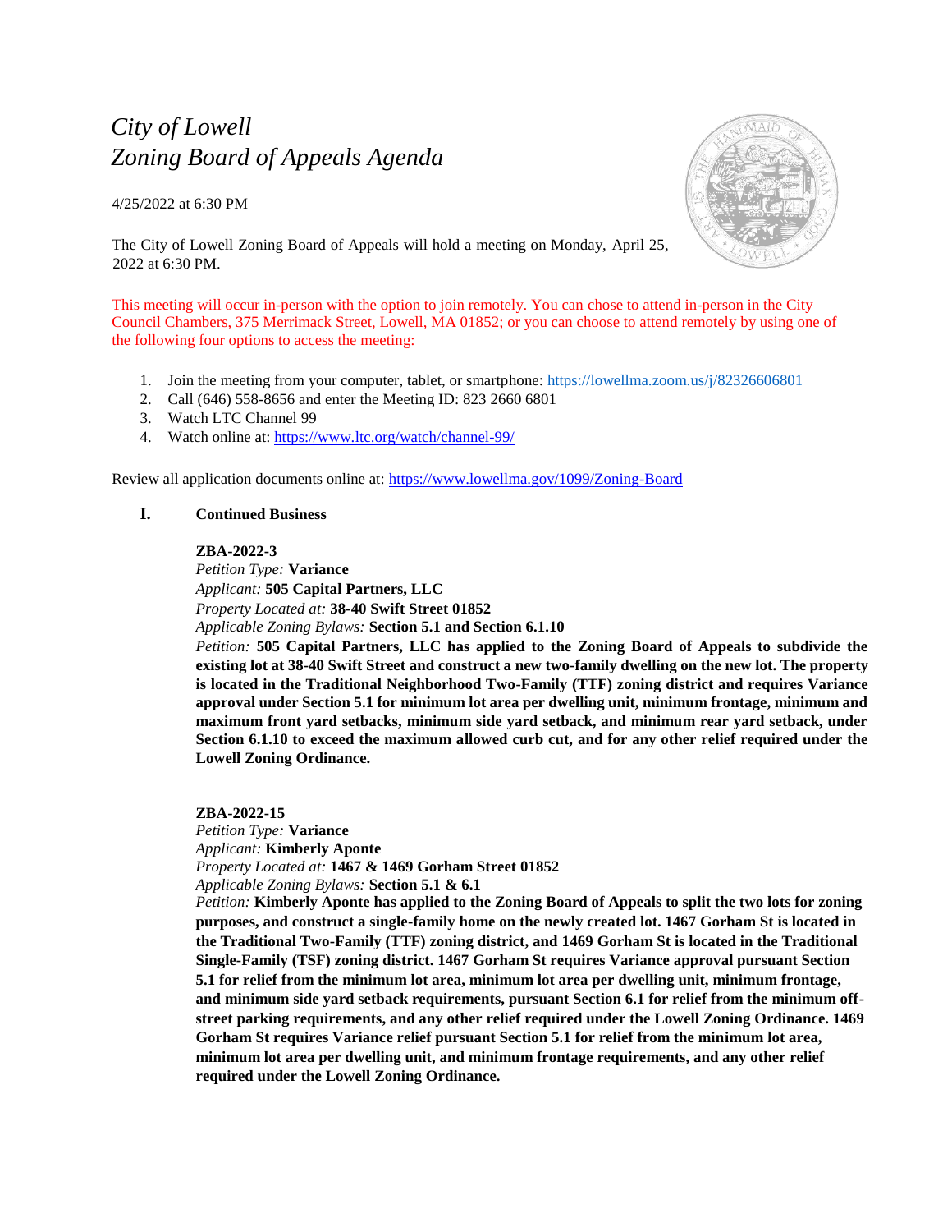# *City of Lowell*
# *Zoning Board of Appeals Agenda*

4/25/2022 at 6:30 PM

The City of Lowell Zoning Board of Appeals will hold a meeting on Monday, April 25, 2022 at 6:30 PM.

This meeting will occur in-person with the option to join remotely. You can chose to attend in-person in the City Council Chambers, 375 Merrimack Street, Lowell, MA 01852; or you can choose to attend remotely by using one of the following four options to access the meeting:

1. Join the meeting from your computer, tablet, or smartphone: https://lowellma.zoom.us/j/82326606801
2. Call (646) 558-8656 and enter the Meeting ID: 823 2660 6801
3. Watch LTC Channel 99
4. Watch online at: https://www.ltc.org/watch/channel-99/

Review all application documents online at: https://www.lowellma.gov/1099/Zoning-Board

## I. Continued Business

**ZBA-2022-3**
*Petition Type:* **Variance**
*Applicant:* **505 Capital Partners, LLC**
*Property Located at:* **38-40 Swift Street 01852**
*Applicable Zoning Bylaws:* **Section 5.1 and Section 6.1.10**
*Petition:* **505 Capital Partners, LLC has applied to the Zoning Board of Appeals to subdivide the existing lot at 38-40 Swift Street and construct a new two-family dwelling on the new lot. The property is located in the Traditional Neighborhood Two-Family (TTF) zoning district and requires Variance approval under Section 5.1 for minimum lot area per dwelling unit, minimum frontage, minimum and maximum front yard setbacks, minimum side yard setback, and minimum rear yard setback, under Section 6.1.10 to exceed the maximum allowed curb cut, and for any other relief required under the Lowell Zoning Ordinance.**

**ZBA-2022-15**
*Petition Type:* **Variance**
*Applicant:* **Kimberly Aponte**
*Property Located at:* **1467 & 1469 Gorham Street 01852**
*Applicable Zoning Bylaws:* **Section 5.1 & 6.1**
*Petition:* **Kimberly Aponte has applied to the Zoning Board of Appeals to split the two lots for zoning purposes, and construct a single-family home on the newly created lot. 1467 Gorham St is located in the Traditional Two-Family (TTF) zoning district, and 1469 Gorham St is located in the Traditional Single-Family (TSF) zoning district. 1467 Gorham St requires Variance approval pursuant Section 5.1 for relief from the minimum lot area, minimum lot area per dwelling unit, minimum frontage, and minimum side yard setback requirements, pursuant Section 6.1 for relief from the minimum off-street parking requirements, and any other relief required under the Lowell Zoning Ordinance. 1469 Gorham St requires Variance relief pursuant Section 5.1 for relief from the minimum lot area, minimum lot area per dwelling unit, and minimum frontage requirements, and any other relief required under the Lowell Zoning Ordinance.**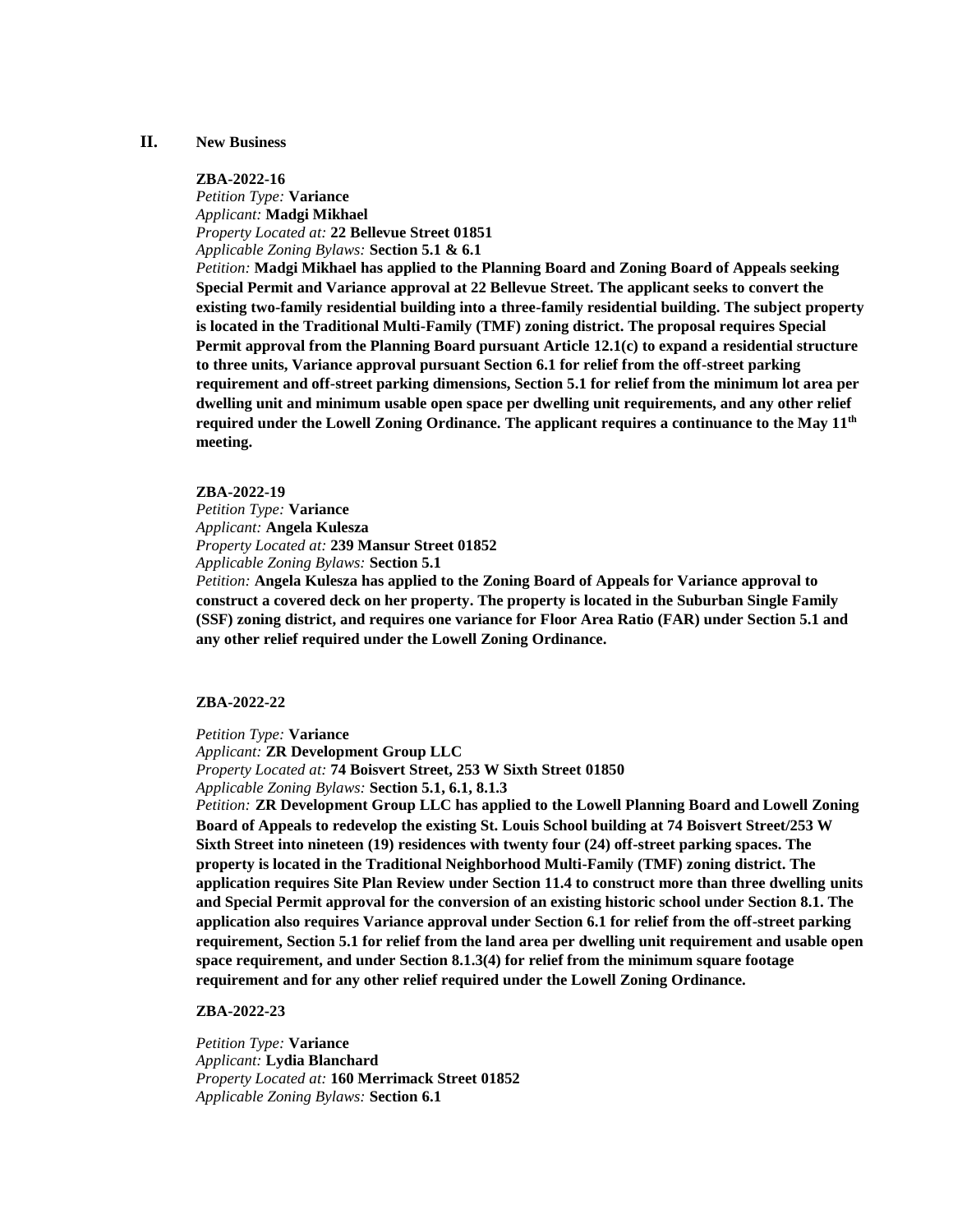## II. New Business

**ZBA-2022-16**

*Petition Type:* **Variance**
*Applicant:* **Madgi Mikhael**
*Property Located at:* **22 Bellevue Street 01851**
*Applicable Zoning Bylaws:* **Section 5.1 & 6.1**
*Petition:* **Madgi Mikhael has applied to the Planning Board and Zoning Board of Appeals seeking Special Permit and Variance approval at 22 Bellevue Street. The applicant seeks to convert the existing two-family residential building into a three-family residential building. The subject property is located in the Traditional Multi-Family (TMF) zoning district. The proposal requires Special Permit approval from the Planning Board pursuant Article 12.1(c) to expand a residential structure to three units, Variance approval pursuant Section 6.1 for relief from the off-street parking requirement and off-street parking dimensions, Section 5.1 for relief from the minimum lot area per dwelling unit and minimum usable open space per dwelling unit requirements, and any other relief required under the Lowell Zoning Ordinance. The applicant requires a continuance to the May 11th meeting.**

**ZBA-2022-19**

*Petition Type:* **Variance**
*Applicant:* **Angela Kulesza**
*Property Located at:* **239 Mansur Street 01852**
*Applicable Zoning Bylaws:* **Section 5.1**
*Petition:* **Angela Kulesza has applied to the Zoning Board of Appeals for Variance approval to construct a covered deck on her property. The property is located in the Suburban Single Family (SSF) zoning district, and requires one variance for Floor Area Ratio (FAR) under Section 5.1 and any other relief required under the Lowell Zoning Ordinance.**

**ZBA-2022-22**

*Petition Type:* **Variance**
*Applicant:* **ZR Development Group LLC**
*Property Located at:* **74 Boisvert Street, 253 W Sixth Street 01850**
*Applicable Zoning Bylaws:* **Section 5.1, 6.1, 8.1.3**
*Petition:* **ZR Development Group LLC has applied to the Lowell Planning Board and Lowell Zoning Board of Appeals to redevelop the existing St. Louis School building at 74 Boisvert Street/253 W Sixth Street into nineteen (19) residences with twenty four (24) off-street parking spaces. The property is located in the Traditional Neighborhood Multi-Family (TMF) zoning district. The application requires Site Plan Review under Section 11.4 to construct more than three dwelling units and Special Permit approval for the conversion of an existing historic school under Section 8.1. The application also requires Variance approval under Section 6.1 for relief from the off-street parking requirement, Section 5.1 for relief from the land area per dwelling unit requirement and usable open space requirement, and under Section 8.1.3(4) for relief from the minimum square footage requirement and for any other relief required under the Lowell Zoning Ordinance.**

**ZBA-2022-23**

*Petition Type:* **Variance**
*Applicant:* **Lydia Blanchard**
*Property Located at:* **160 Merrimack Street 01852**
*Applicable Zoning Bylaws:* **Section 6.1**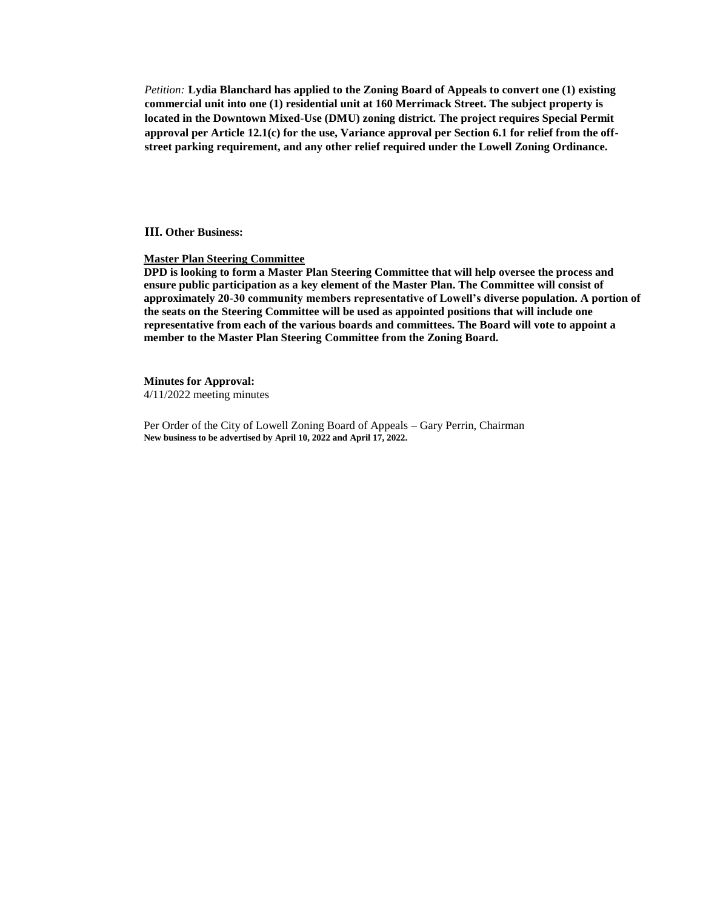*Petition:* **Lydia Blanchard has applied to the Zoning Board of Appeals to convert one (1) existing commercial unit into one (1) residential unit at 160 Merrimack Street. The subject property is located in the Downtown Mixed-Use (DMU) zoning district. The project requires Special Permit approval per Article 12.1(c) for the use, Variance approval per Section 6.1 for relief from the off-street parking requirement, and any other relief required under the Lowell Zoning Ordinance.**

## III. Other Business:

**Master Plan Steering Committee**

**DPD is looking to form a Master Plan Steering Committee that will help oversee the process and ensure public participation as a key element of the Master Plan. The Committee will consist of approximately 20-30 community members representative of Lowell's diverse population. A portion of the seats on the Steering Committee will be used as appointed positions that will include one representative from each of the various boards and committees. The Board will vote to appoint a member to the Master Plan Steering Committee from the Zoning Board.**

**Minutes for Approval:**
4/11/2022 meeting minutes

Per Order of the City of Lowell Zoning Board of Appeals – Gary Perrin, Chairman
**New business to be advertised by April 10, 2022 and April 17, 2022.**